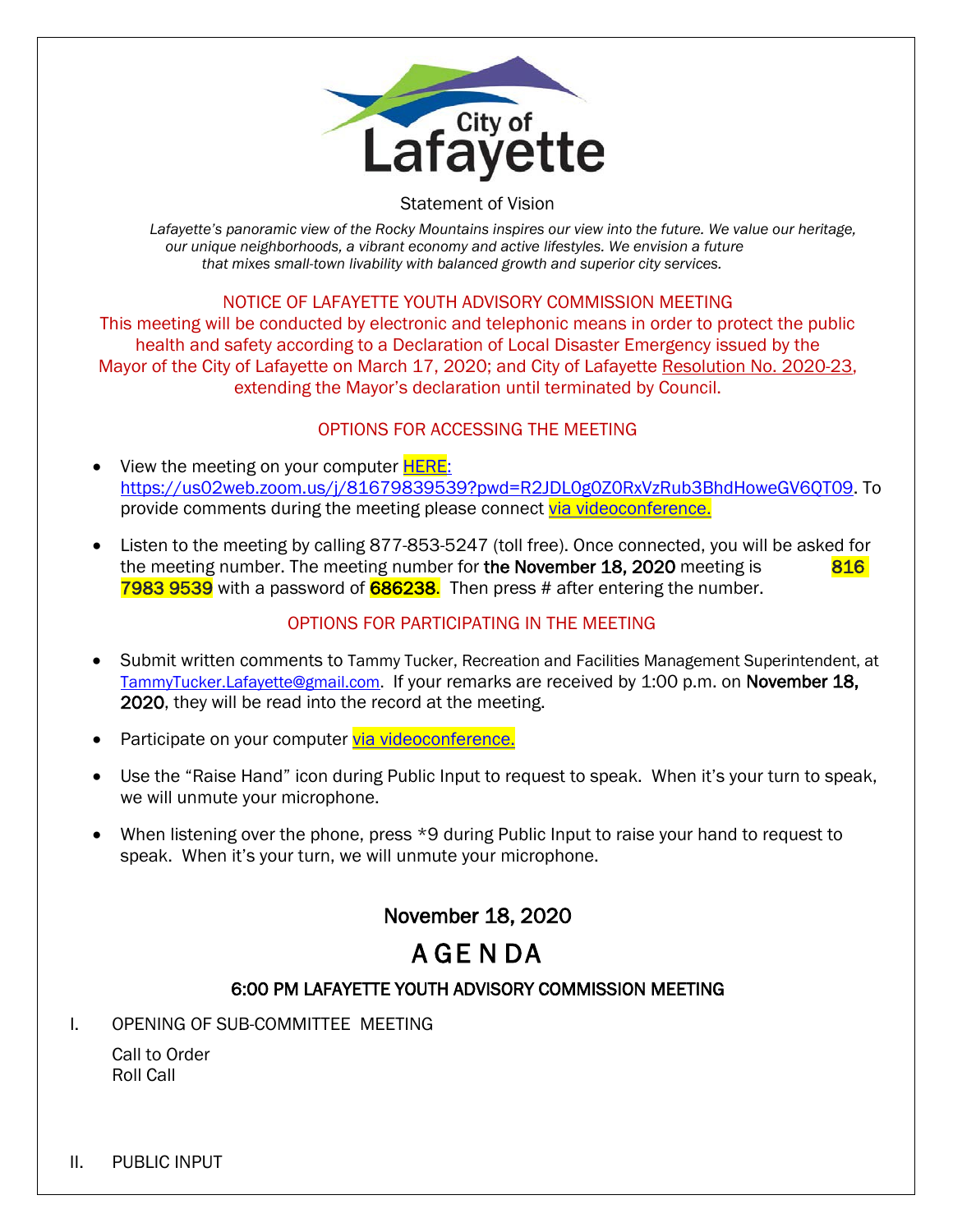City of Lafayette

Statement of Vision

*Lafayette's panoramic view of the Rocky Mountains inspires our view into the future. We value our heritage, our unique neighborhoods, a vibrant economy and active lifestyles. We envision a future that mixes small-town livability with balanced growth and superior city services.*

NOTICE OF LAFAYETTE YOUTH ADVISORY COMMISSION MEETING

This meeting will be conducted by electronic and telephonic means in order to protect the public health and safety according to a Declaration of Local Disaster Emergency issued by the Mayor of the City of Lafayette on March 17, 2020; and City of Lafayette Resolution No. 2020-23, extending the Mayor's declaration until terminated by Council.

OPTIONS FOR ACCESSING THE MEETING

- View the meeting on your computer HERE: https://us02web.zoom.us/j/81679839539?pwd=R2JDL0g0Z0RxVzRub3BhdHoweGV6QT09. To provide comments during the meeting please connect via videoconference.
- Listen to the meeting by calling 877-853-5247 (toll free). Once connected, you will be asked for the meeting number. The meeting number for **the November 18, 2020** meeting is **816 7983 9539** with a password of **686238**. Then press # after entering the number.

OPTIONS FOR PARTICIPATING IN THE MEETING

- Submit written comments to Tammy Tucker, Recreation and Facilities Management Superintendent, at TammyTucker.Lafayette@gmail.com. If your remarks are received by 1:00 p.m. on **November 18, 2020**, they will be read into the record at the meeting.
- Participate on your computer via videoconference.
- Use the "Raise Hand" icon during Public Input to request to speak. When it's your turn to speak, we will unmute your microphone.
- When listening over the phone, press *9 during Public Input to raise your hand to request to speak. When it's your turn, we will unmute your microphone.

## November 18, 2020

# AGENDA

### 6:00 PM LAFAYETTE YOUTH ADVISORY COMMISSION MEETING

I. OPENING OF SUB-COMMITTEE MEETING

Call to Order
Roll Call

II. PUBLIC INPUT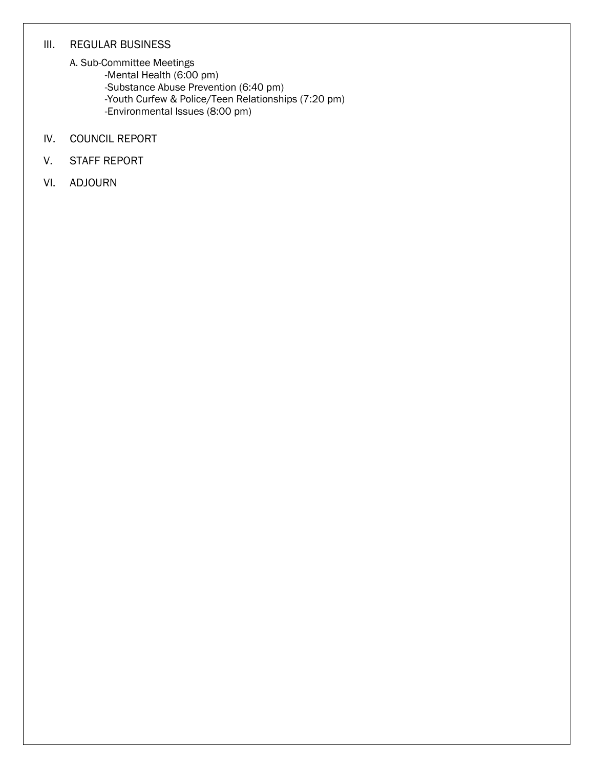III. REGULAR BUSINESS

A. Sub-Committee Meetings

-Mental Health (6:00 pm)

-Substance Abuse Prevention (6:40 pm)

-Youth Curfew & Police/Teen Relationships (7:20 pm)

-Environmental Issues (8:00 pm)

IV. COUNCIL REPORT

V. STAFF REPORT

VI. ADJOURN